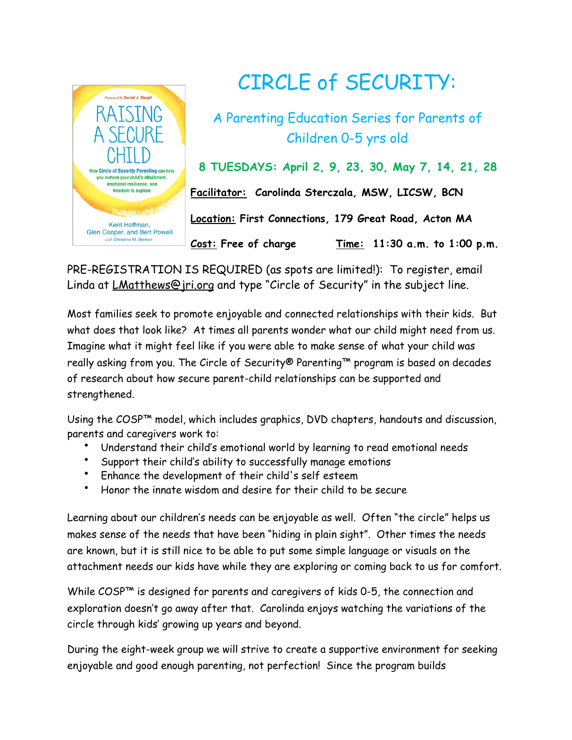# CIRCLE of SECURITY:

## A Parenting Education Series for Parents of Children 0-5 yrs old

**8 TUESDAYS: April 2, 9, 23, 30, May 7, 14, 21, 28**

**Facilitator: Carolinda Sterczala, MSW, LICSW, BCN**

**Location: First Connections, 179 Great Road, Acton MA**

**Cost: Free of charge** **Time: 11:30 a.m. to 1:00 p.m.**

PRE-REGISTRATION IS REQUIRED (as spots are limited!): To register, email Linda at LMatthews@jri.org and type "Circle of Security" in the subject line.

Most families seek to promote enjoyable and connected relationships with their kids. But what does that look like? At times all parents wonder what our child might need from us. Imagine what it might feel like if you were able to make sense of what your child was really asking from you. The Circle of Security® Parenting™ program is based on decades of research about how secure parent-child relationships can be supported and strengthened.

Using the COSP™ model, which includes graphics, DVD chapters, handouts and discussion, parents and caregivers work to:

- Understand their child's emotional world by learning to read emotional needs
- Support their child's ability to successfully manage emotions
- Enhance the development of their child's self esteem
- Honor the innate wisdom and desire for their child to be secure

Learning about our children's needs can be enjoyable as well. Often "the circle" helps us makes sense of the needs that have been "hiding in plain sight". Other times the needs are known, but it is still nice to be able to put some simple language or visuals on the attachment needs our kids have while they are exploring or coming back to us for comfort.

While COSP™ is designed for parents and caregivers of kids 0-5, the connection and exploration doesn't go away after that. Carolinda enjoys watching the variations of the circle through kids' growing up years and beyond.

During the eight-week group we will strive to create a supportive environment for seeking enjoyable and good enough parenting, not perfection! Since the program builds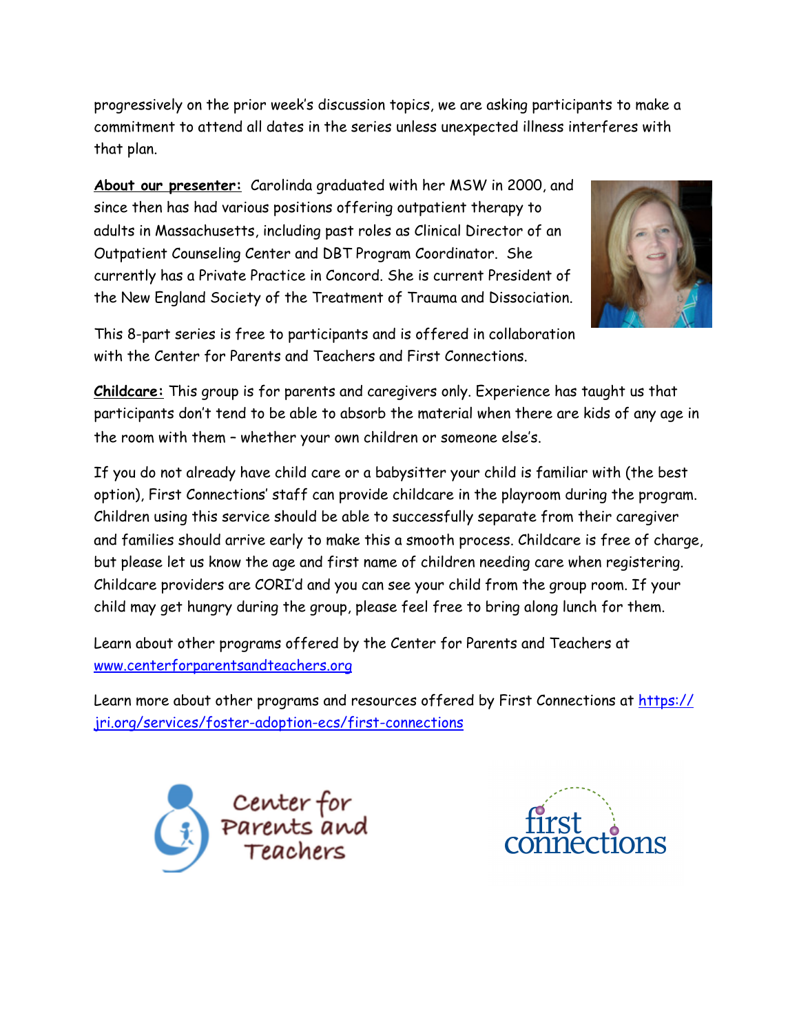progressively on the prior week's discussion topics, we are asking participants to make a commitment to attend all dates in the series unless unexpected illness interferes with that plan.

**About our presenter:** Carolinda graduated with her MSW in 2000, and since then has had various positions offering outpatient therapy to adults in Massachusetts, including past roles as Clinical Director of an Outpatient Counseling Center and DBT Program Coordinator. She currently has a Private Practice in Concord. She is current President of the New England Society of the Treatment of Trauma and Dissociation.

This 8-part series is free to participants and is offered in collaboration with the Center for Parents and Teachers and First Connections.

**Childcare:** This group is for parents and caregivers only. Experience has taught us that participants don't tend to be able to absorb the material when there are kids of any age in the room with them – whether your own children or someone else's.

If you do not already have child care or a babysitter your child is familiar with (the best option), First Connections' staff can provide childcare in the playroom during the program. Children using this service should be able to successfully separate from their caregiver and families should arrive early to make this a smooth process. Childcare is free of charge, but please let us know the age and first name of children needing care when registering. Childcare providers are CORI'd and you can see your child from the group room. If your child may get hungry during the group, please feel free to bring along lunch for them.

Learn about other programs offered by the Center for Parents and Teachers at www.centerforparentsandteachers.org

Learn more about other programs and resources offered by First Connections at https://jri.org/services/foster-adoption-ecs/first-connections

Center for Parents and Teachers

first connections